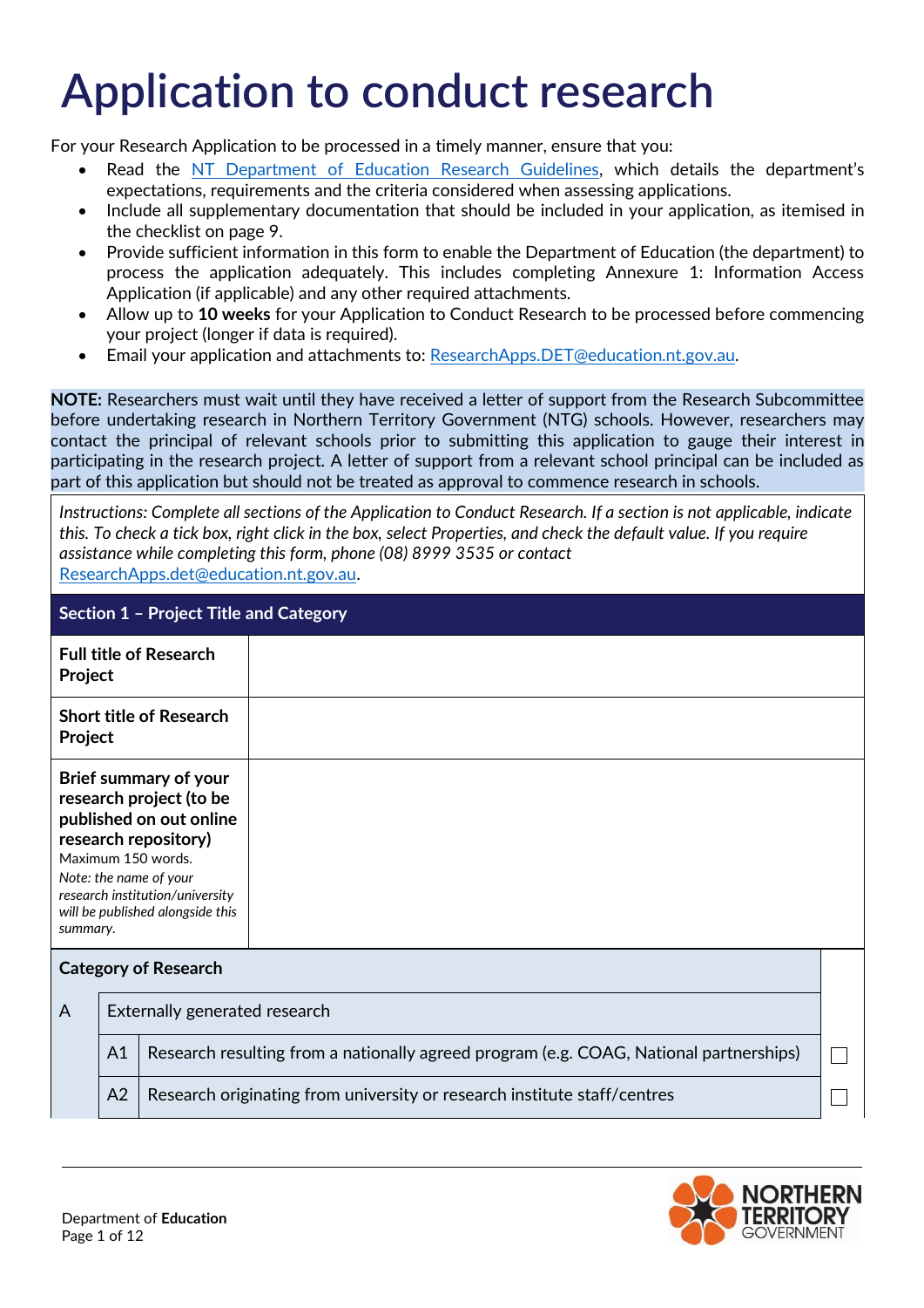# Application to conduct research

For your Research Application to be processed in a timely manner, ensure that you:

- Read the [NT Department of Education Research Guidelines](), which details the department's expectations, requirements and the criteria considered when assessing applications.
- Include all supplementary documentation that should be included in your application, as itemised in the checklist on page 9.
- Provide sufficient information in this form to enable the Department of Education (the department) to process the application adequately. This includes completing Annexure 1: Information Access Application (if applicable) and any other required attachments.
- Allow up to **10 weeks** for your Application to Conduct Research to be processed before commencing your project (longer if data is required).
- Email your application and attachments to: ResearchApps.DET@education.nt.gov.au.

**NOTE:** Researchers must wait until they have received a letter of support from the Research Subcommittee before undertaking research in Northern Territory Government (NTG) schools. However, researchers may contact the principal of relevant schools prior to submitting this application to gauge their interest in participating in the research project. A letter of support from a relevant school principal can be included as part of this application but should not be treated as approval to commence research in schools.

*Instructions: Complete all sections of the Application to Conduct Research. If a section is not applicable, indicate this. To check a tick box, right click in the box, select Properties, and check the default value. If you require assistance while completing this form, phone (08) 8999 3535 or contact* ResearchApps.det@education.nt.gov.au.

## Section 1 – Project Title and Category

| | |
|---|---|
| **Full title of Research Project** | |
| **Short title of Research Project** | |
| **Brief summary of your research project (to be published on out online research repository)**<br>Maximum 150 words.<br>*Note: the name of your research institution/university will be published alongside this summary.* | |

| **Category of Research** | | | |
|---|---|---|---|
| A | Externally generated research | | |
| | A1 | Research resulting from a nationally agreed program (e.g. COAG, National partnerships) | ☐ |
| | A2 | Research originating from university or research institute staff/centres | ☐ |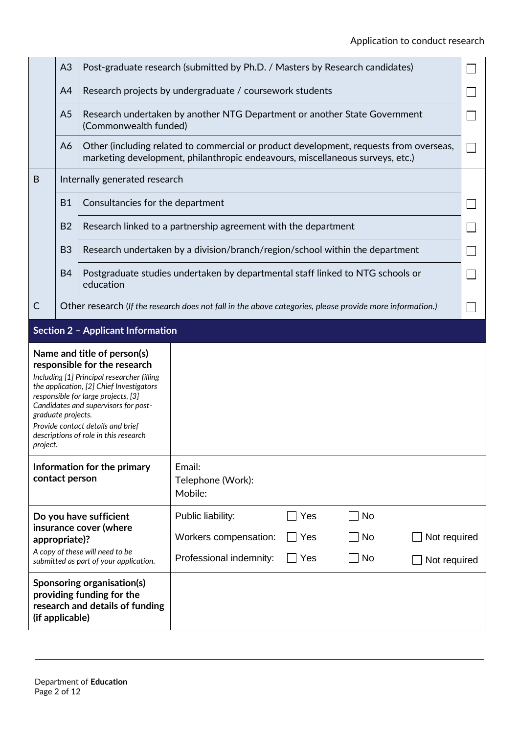| | | | |
|---|---|---|---|
| | A3 | Post-graduate research (submitted by Ph.D. / Masters by Research candidates) | ☐ |
| | A4 | Research projects by undergraduate / coursework students | ☐ |
| | A5 | Research undertaken by another NTG Department or another State Government (Commonwealth funded) | ☐ |
| | A6 | Other (including related to commercial or product development, requests from overseas, marketing development, philanthropic endeavours, miscellaneous surveys, etc.) | ☐ |
| B | Internally generated research | | |
| | B1 | Consultancies for the department | ☐ |
| | B2 | Research linked to a partnership agreement with the department | ☐ |
| | B3 | Research undertaken by a division/branch/region/school within the department | ☐ |
| | B4 | Postgraduate studies undertaken by departmental staff linked to NTG schools or education | ☐ |
| C | Other research (*If the research does not fall in the above categories, please provide more information.*) | | ☐ |

## Section 2 – Applicant Information

| | |
|---|---|
| **Name and title of person(s) responsible for the research**<br>*Including [1] Principal researcher filling the application, [2] Chief Investigators responsible for large projects, [3] Candidates and supervisors for post-graduate projects.*<br>*Provide contact details and brief descriptions of role in this research project.* | |
| **Information for the primary contact person** | Email:<br>Telephone (Work):<br>Mobile: |
| **Do you have sufficient insurance cover (where appropriate)?**<br>*A copy of these will need to be submitted as part of your application.* | Public liability: ☐ Yes ☐ No<br>Workers compensation: ☐ Yes ☐ No ☐ Not required<br>Professional indemnity: ☐ Yes ☐ No ☐ Not required |
| **Sponsoring organisation(s) providing funding for the research and details of funding (if applicable)** | |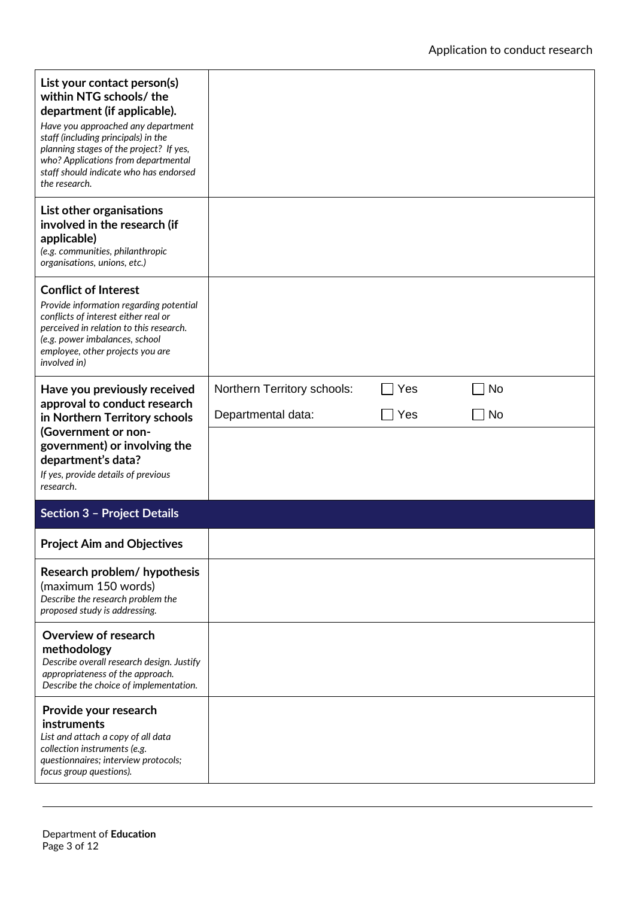| | |
|---|---|
| **List your contact person(s) within NTG schools/ the department (if applicable).** *Have you approached any department staff (including principals) in the planning stages of the project? If yes, who? Applications from departmental staff should indicate who has endorsed the research.* | |
| **List other organisations involved in the research (if applicable)** *(e.g. communities, philanthropic organisations, unions, etc.)* | |
| **Conflict of Interest** *Provide information regarding potential conflicts of interest either real or perceived in relation to this research. (e.g. power imbalances, school employee, other projects you are involved in)* | |
| **Have you previously received approval to conduct research in Northern Territory schools (Government or non-government) or involving the department's data?** *If yes, provide details of previous research.* | Northern Territory schools: ☐ Yes ☐ No<br>Departmental data: ☐ Yes ☐ No |

## Section 3 – Project Details

| | |
|---|---|
| **Project Aim and Objectives** | |
| **Research problem/ hypothesis** (maximum 150 words) *Describe the research problem the proposed study is addressing.* | |
| **Overview of research methodology** *Describe overall research design. Justify appropriateness of the approach. Describe the choice of implementation.* | |
| **Provide your research instruments** *List and attach a copy of all data collection instruments (e.g. questionnaires; interview protocols; focus group questions).* | |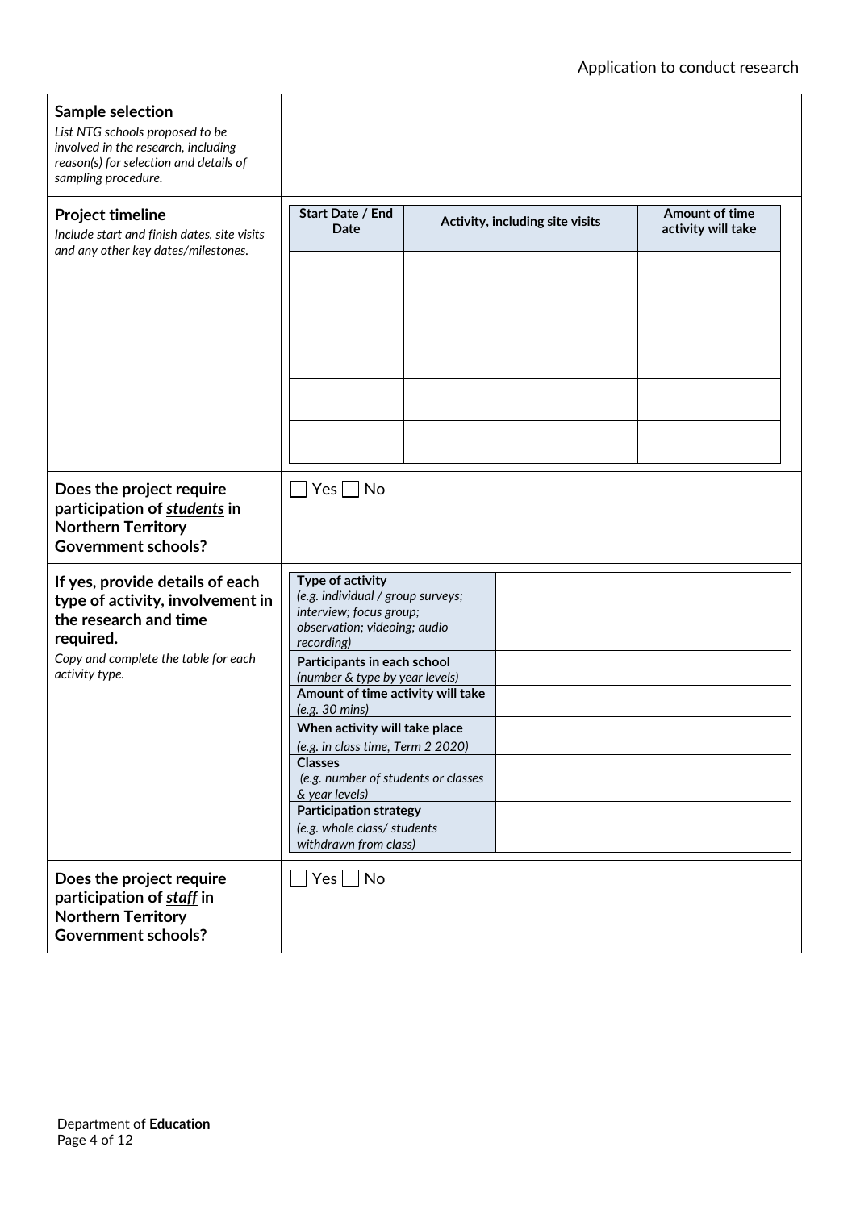| | |
|---|---|
| **Sample selection**<br>*List NTG schools proposed to be involved in the research, including reason(s) for selection and details of sampling procedure.* | |
| **Project timeline**<br>*Include start and finish dates, site visits and any other key dates/milestones.* | (see timeline table below) |
| **Does the project require participation of *students* in Northern Territory Government schools?** | ☐ Yes ☐ No |
| **If yes, provide details of each type of activity, involvement in the research and time required.**<br>*Copy and complete the table for each activity type.* | (see activity table below) |
| **Does the project require participation of *staff* in Northern Territory Government schools?** | ☐ Yes ☐ No |

**Project timeline**

| Start Date / End Date | Activity, including site visits | Amount of time activity will take |
|---|---|---|
| | | |
| | | |
| | | |
| | | |
| | | |

**Student participation activity details**

| | |
|---|---|
| **Type of activity**<br>*(e.g. individual / group surveys; interview; focus group; observation; videoing; audio recording)* | |
| **Participants in each school**<br>*(number & type by year levels)* | |
| **Amount of time activity will take**<br>*(e.g. 30 mins)* | |
| **When activity will take place**<br>*(e.g. in class time, Term 2 2020)* | |
| **Classes**<br>*(e.g. number of students or classes & year levels)* | |
| **Participation strategy**<br>*(e.g. whole class/ students withdrawn from class)* | |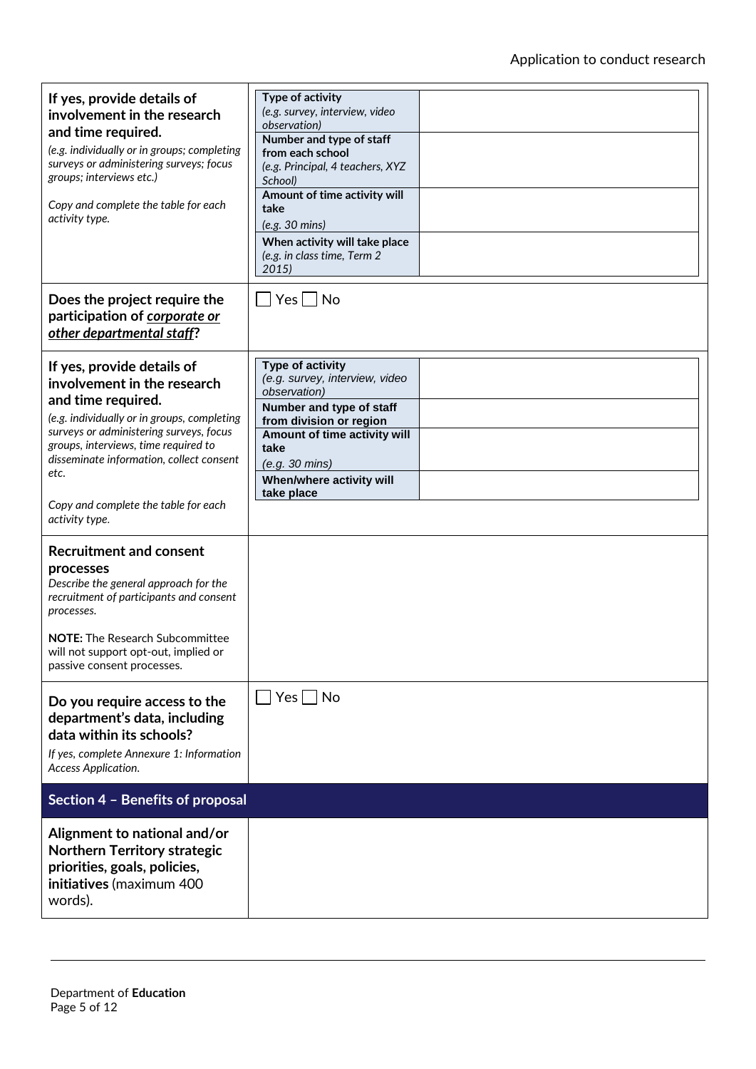| | | |
|---|---|---|
| **If yes, provide details of involvement in the research and time required.**<br>*(e.g. individually or in groups; completing surveys or administering surveys; focus groups; interviews etc.)*<br><br>*Copy and complete the table for each activity type.* | **Type of activity**<br>*(e.g. survey, interview, video observation)* | |
| | **Number and type of staff from each school**<br>*(e.g. Principal, 4 teachers, XYZ School)* | |
| | **Amount of time activity will take**<br>*(e.g. 30 mins)* | |
| | **When activity will take place**<br>*(e.g. in class time, Term 2 2015)* | |
| **Does the project require the participation of *corporate or other departmental staff*?** | ☐ Yes ☐ No | |
| **If yes, provide details of involvement in the research and time required.**<br>*(e.g. individually or in groups, completing surveys or administering surveys, focus groups, interviews, time required to disseminate information, collect consent etc.*<br><br>*Copy and complete the table for each activity type.* | **Type of activity**<br>*(e.g. survey, interview, video observation)* | |
| | **Number and type of staff from division or region** | |
| | **Amount of time activity will take**<br>*(e.g. 30 mins)* | |
| | **When/where activity will take place** | |
| **Recruitment and consent processes**<br>*Describe the general approach for the recruitment of participants and consent processes.*<br><br>**NOTE:** The Research Subcommittee will not support opt-out, implied or passive consent processes. | | |
| **Do you require access to the department's data, including data within its schools?**<br>*If yes, complete Annexure 1: Information Access Application.* | ☐ Yes ☐ No | |

## Section 4 – Benefits of proposal

| | |
|---|---|
| **Alignment to national and/or Northern Territory strategic priorities, goals, policies, initiatives** (maximum 400 words). | |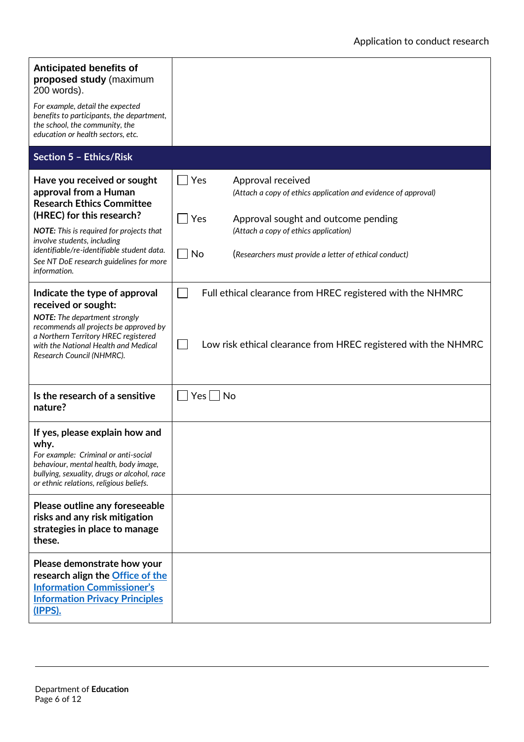| | |
|---|---|
| **Anticipated benefits of proposed study** (maximum 200 words).<br>*For example, detail the expected benefits to participants, the department, the school, the community, the education or health sectors, etc.* | |

## Section 5 – Ethics/Risk

| | |
|---|---|
| **Have you received or sought approval from a Human Research Ethics Committee (HREC) for this research?**<br>***NOTE:*** *This is required for projects that involve students, including identifiable/re-identifiable student data. See NT DoE research guidelines for more information.* | ☐ Yes Approval received<br>*(Attach a copy of ethics application and evidence of approval)*<br><br>☐ Yes Approval sought and outcome pending<br>*(Attach a copy of ethics application)*<br><br>☐ No (*Researchers must provide a letter of ethical conduct)* |
| **Indicate the type of approval received or sought:**<br>***NOTE:*** *The department strongly recommends all projects be approved by a Northern Territory HREC registered with the National Health and Medical Research Council (NHMRC).* | ☐ Full ethical clearance from HREC registered with the NHMRC<br><br>☐ Low risk ethical clearance from HREC registered with the NHMRC |
| **Is the research of a sensitive nature?** | ☐ Yes ☐ No |
| **If yes, please explain how and why.**<br>*For example: Criminal or anti-social behaviour, mental health, body image, bullying, sexuality, drugs or alcohol, race or ethnic relations, religious beliefs.* | |
| **Please outline any foreseeable risks and any risk mitigation strategies in place to manage these.** | |
| **Please demonstrate how your research align the [Office of the Information Commissioner's Information Privacy Principles (IPPS).]()** | |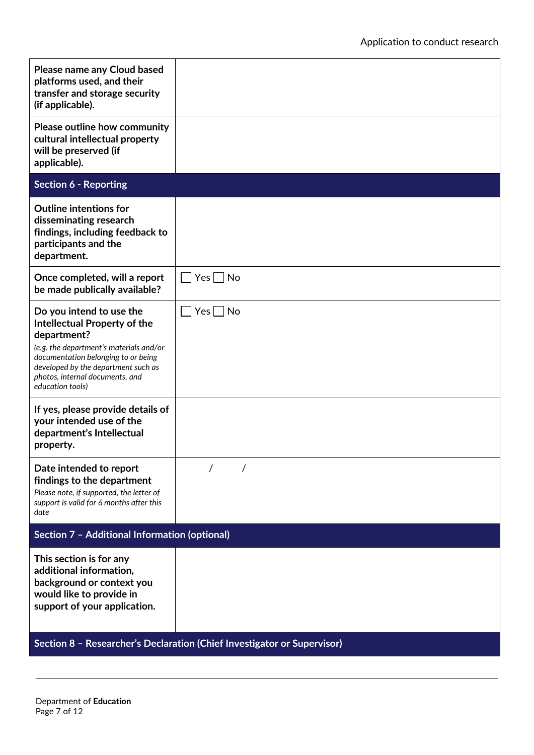| | |
|---|---|
| **Please name any Cloud based platforms used, and their transfer and storage security (if applicable).** | |
| **Please outline how community cultural intellectual property will be preserved (if applicable).** | |
| **Section 6 - Reporting** | |
| **Outline intentions for disseminating research findings, including feedback to participants and the department.** | |
| **Once completed, will a report be made publically available?** | ☐ Yes ☐ No |
| **Do you intend to use the Intellectual Property of the department?** *(e.g. the department's materials and/or documentation belonging to or being developed by the department such as photos, internal documents, and education tools)* | ☐ Yes ☐ No |
| **If yes, please provide details of your intended use of the department's Intellectual property.** | |
| **Date intended to report findings to the department** *Please note, if supported, the letter of support is valid for 6 months after this date* | / / |
| **Section 7 – Additional Information (optional)** | |
| **This section is for any additional information, background or context you would like to provide in support of your application.** | |
| **Section 8 – Researcher's Declaration (Chief Investigator or Supervisor)** | |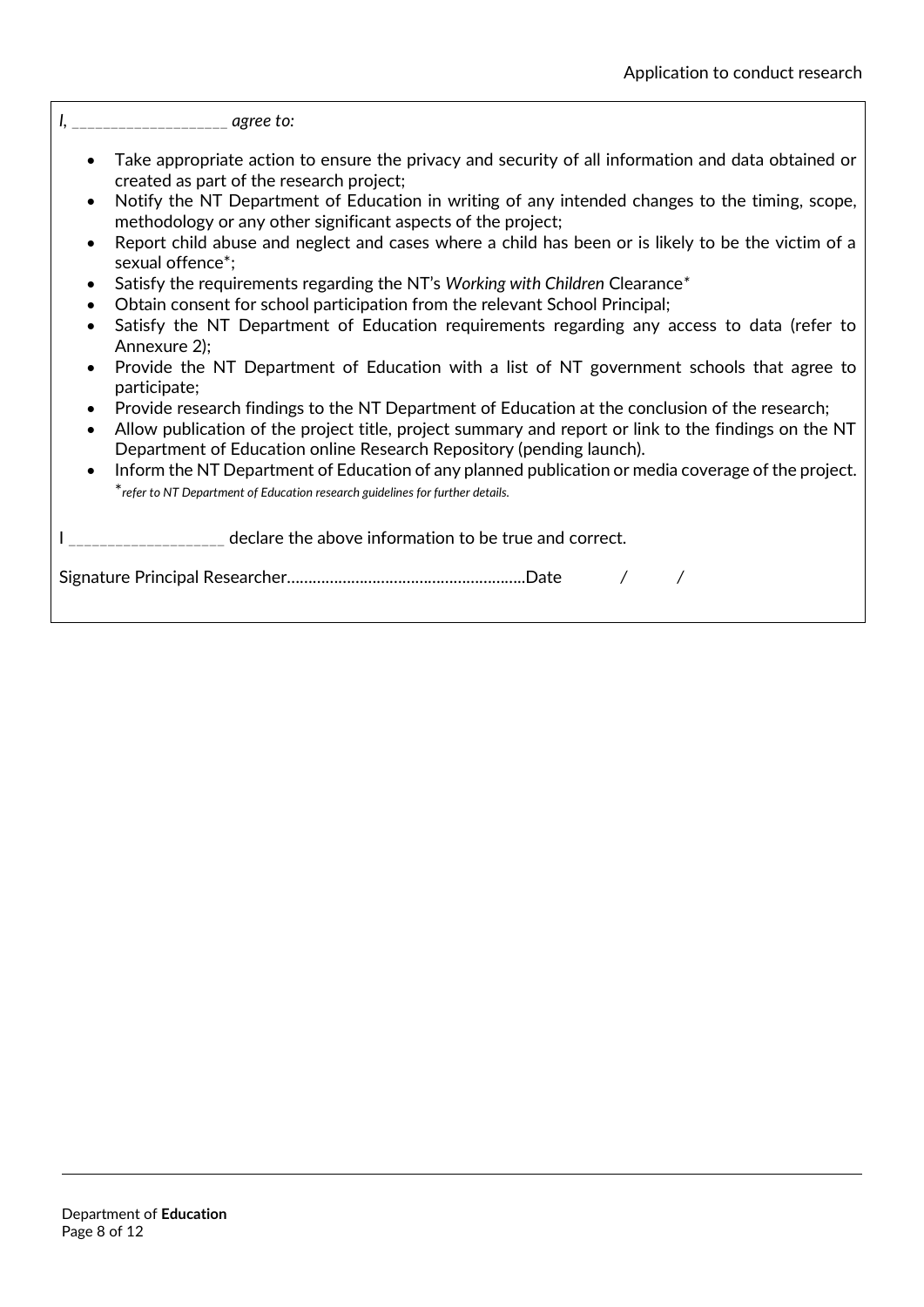*I, ___________________ agree to:*

- Take appropriate action to ensure the privacy and security of all information and data obtained or created as part of the research project;
- Notify the NT Department of Education in writing of any intended changes to the timing, scope, methodology or any other significant aspects of the project;
- Report child abuse and neglect and cases where a child has been or is likely to be the victim of a sexual offence*;
- Satisfy the requirements regarding the NT's *Working with Children* Clearance*
- Obtain consent for school participation from the relevant School Principal;
- Satisfy the NT Department of Education requirements regarding any access to data (refer to Annexure 2);
- Provide the NT Department of Education with a list of NT government schools that agree to participate;
- Provide research findings to the NT Department of Education at the conclusion of the research;
- Allow publication of the project title, project summary and report or link to the findings on the NT Department of Education online Research Repository (pending launch).
- Inform the NT Department of Education of any planned publication or media coverage of the project.

*\*refer to NT Department of Education research guidelines for further details.*

I ___________________ declare the above information to be true and correct.

Signature Principal Researcher……………………………………………………Date      /      /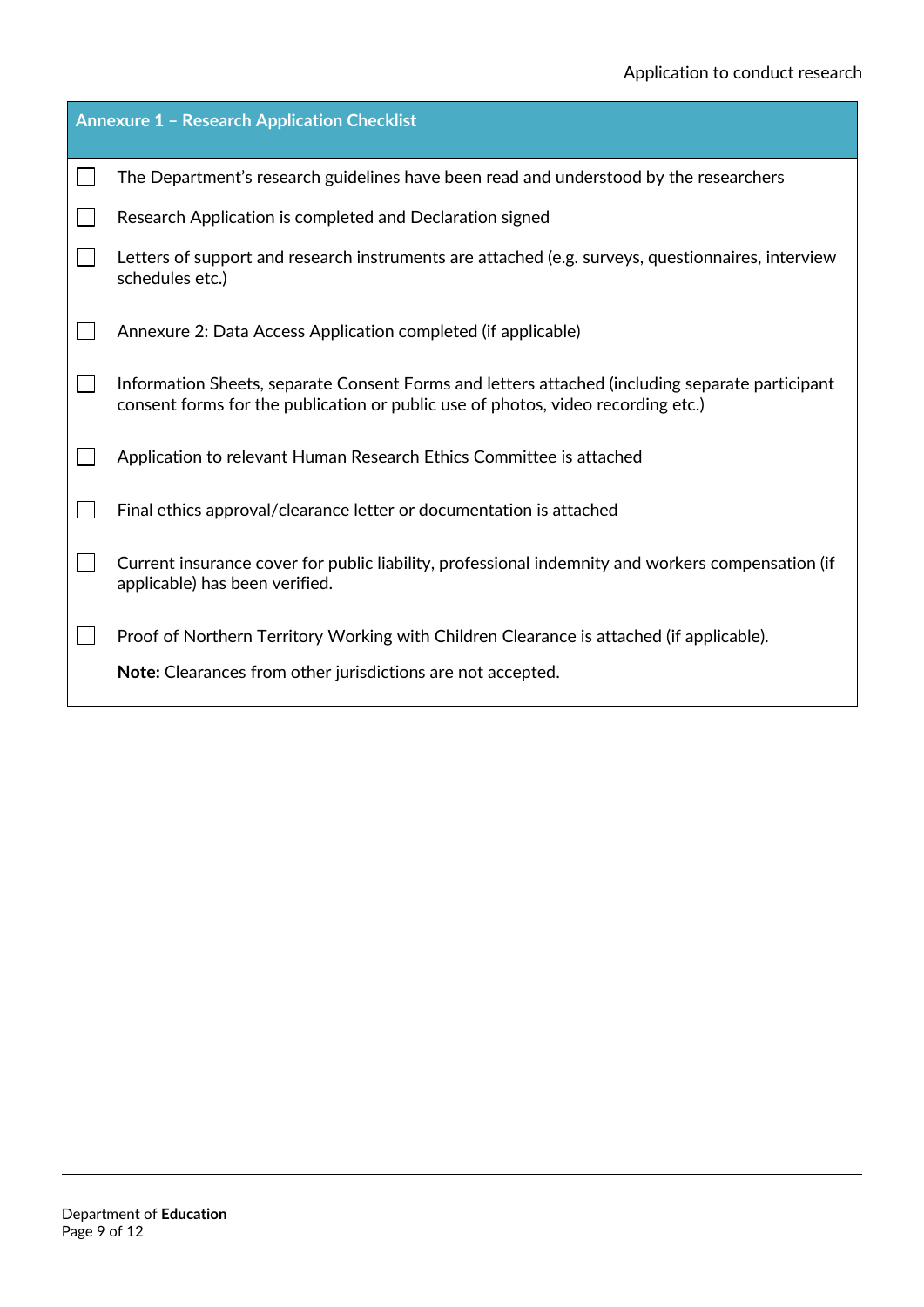## Annexure 1 – Research Application Checklist

- [ ] The Department's research guidelines have been read and understood by the researchers
- [ ] Research Application is completed and Declaration signed
- [ ] Letters of support and research instruments are attached (e.g. surveys, questionnaires, interview schedules etc.)
- [ ] Annexure 2: Data Access Application completed (if applicable)
- [ ] Information Sheets, separate Consent Forms and letters attached (including separate participant consent forms for the publication or public use of photos, video recording etc.)
- [ ] Application to relevant Human Research Ethics Committee is attached
- [ ] Final ethics approval/clearance letter or documentation is attached
- [ ] Current insurance cover for public liability, professional indemnity and workers compensation (if applicable) has been verified.
- [ ] Proof of Northern Territory Working with Children Clearance is attached (if applicable).

  **Note:** Clearances from other jurisdictions are not accepted.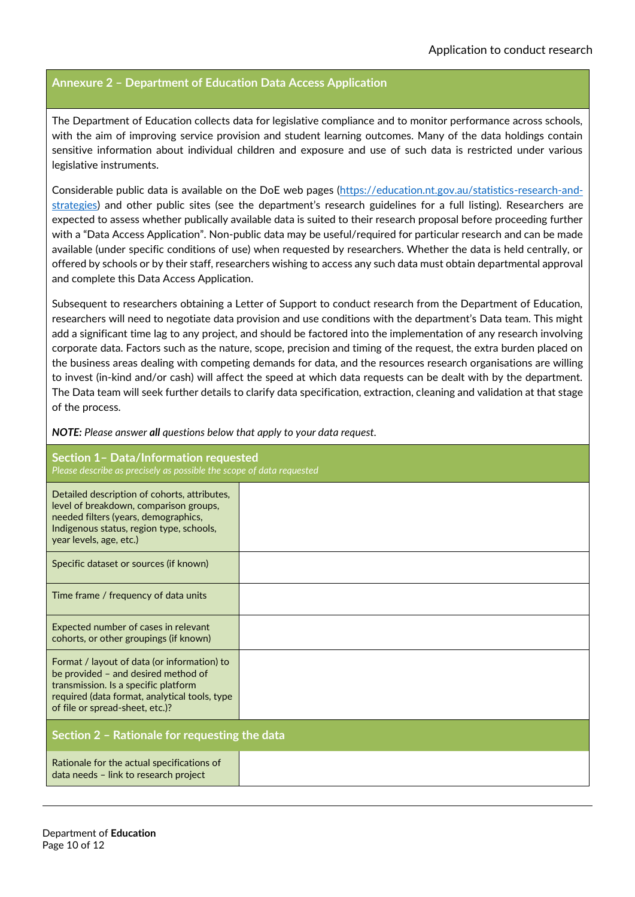## Annexure 2 – Department of Education Data Access Application

The Department of Education collects data for legislative compliance and to monitor performance across schools, with the aim of improving service provision and student learning outcomes. Many of the data holdings contain sensitive information about individual children and exposure and use of such data is restricted under various legislative instruments.

Considerable public data is available on the DoE web pages (https://education.nt.gov.au/statistics-research-and-strategies) and other public sites (see the department's research guidelines for a full listing). Researchers are expected to assess whether publically available data is suited to their research proposal before proceeding further with a "Data Access Application". Non-public data may be useful/required for particular research and can be made available (under specific conditions of use) when requested by researchers. Whether the data is held centrally, or offered by schools or by their staff, researchers wishing to access any such data must obtain departmental approval and complete this Data Access Application.

Subsequent to researchers obtaining a Letter of Support to conduct research from the Department of Education, researchers will need to negotiate data provision and use conditions with the department's Data team. This might add a significant time lag to any project, and should be factored into the implementation of any research involving corporate data. Factors such as the nature, scope, precision and timing of the request, the extra burden placed on the business areas dealing with competing demands for data, and the resources research organisations are willing to invest (in-kind and/or cash) will affect the speed at which data requests can be dealt with by the department. The Data team will seek further details to clarify data specification, extraction, cleaning and validation at that stage of the process.

***NOTE:*** *Please answer **all** questions below that apply to your data request.*

### Section 1– Data/Information requested

*Please describe as precisely as possible the scope of data requested*

| | |
|---|---|
| Detailed description of cohorts, attributes, level of breakdown, comparison groups, needed filters (years, demographics, Indigenous status, region type, schools, year levels, age, etc.) | |
| Specific dataset or sources (if known) | |
| Time frame / frequency of data units | |
| Expected number of cases in relevant cohorts, or other groupings (if known) | |
| Format / layout of data (or information) to be provided – and desired method of transmission. Is a specific platform required (data format, analytical tools, type of file or spread-sheet, etc.)? | |

### Section 2 – Rationale for requesting the data

| | |
|---|---|
| Rationale for the actual specifications of data needs – link to research project | |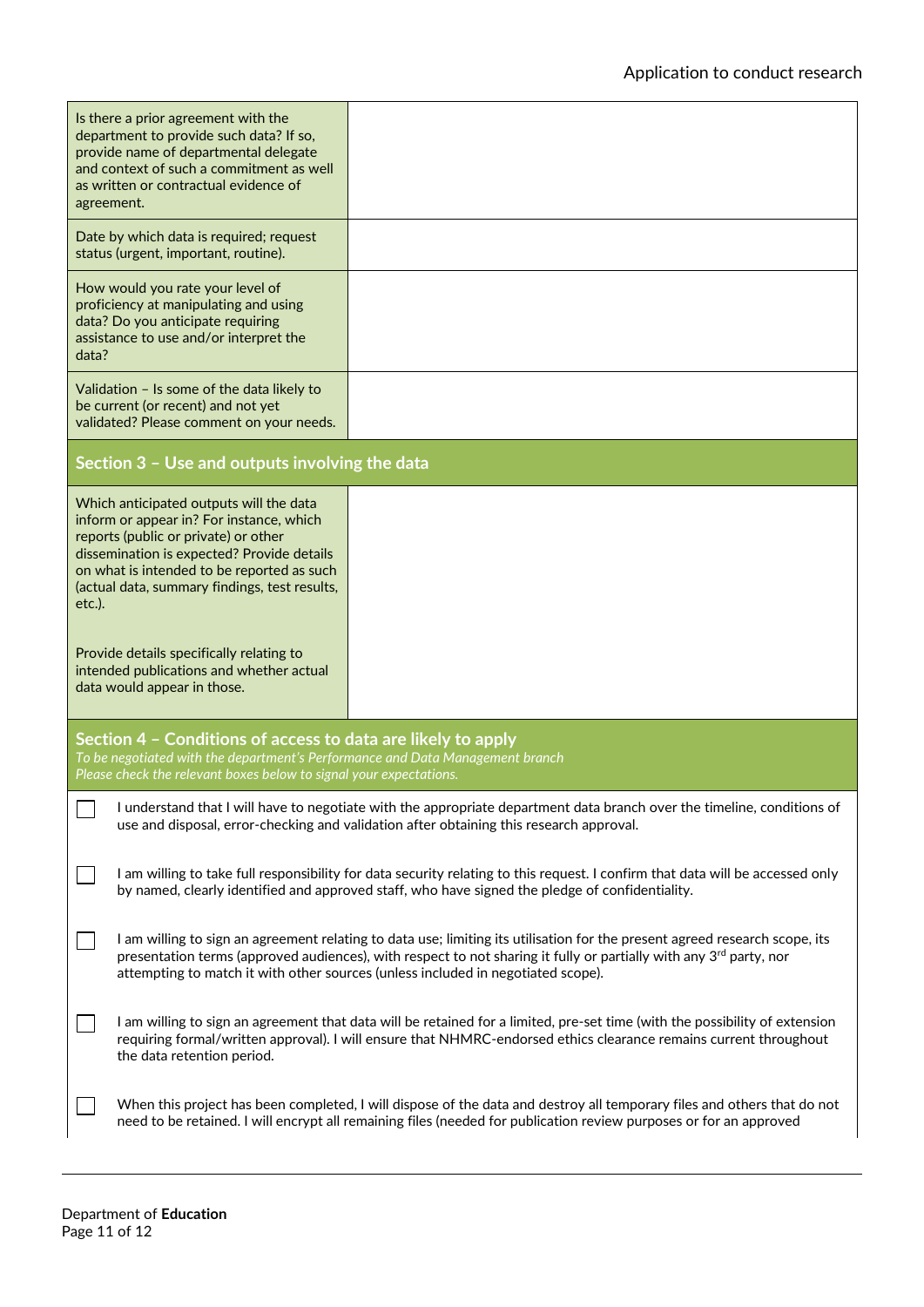| | |
|---|---|
| Is there a prior agreement with the department to provide such data? If so, provide name of departmental delegate and context of such a commitment as well as written or contractual evidence of agreement. | |
| Date by which data is required; request status (urgent, important, routine). | |
| How would you rate your level of proficiency at manipulating and using data? Do you anticipate requiring assistance to use and/or interpret the data? | |
| Validation – Is some of the data likely to be current (or recent) and not yet validated? Please comment on your needs. | |

## Section 3 – Use and outputs involving the data

| | |
|---|---|
| Which anticipated outputs will the data inform or appear in? For instance, which reports (public or private) or other dissemination is expected? Provide details on what is intended to be reported as such (actual data, summary findings, test results, etc.).<br><br>Provide details specifically relating to intended publications and whether actual data would appear in those. | |

## Section 4 – Conditions of access to data are likely to apply

*To be negotiated with the department's Performance and Data Management branch*
*Please check the relevant boxes below to signal your expectations.*

- ☐ I understand that I will have to negotiate with the appropriate department data branch over the timeline, conditions of use and disposal, error-checking and validation after obtaining this research approval.
- ☐ I am willing to take full responsibility for data security relating to this request. I confirm that data will be accessed only by named, clearly identified and approved staff, who have signed the pledge of confidentiality.
- ☐ I am willing to sign an agreement relating to data use; limiting its utilisation for the present agreed research scope, its presentation terms (approved audiences), with respect to not sharing it fully or partially with any 3rd party, nor attempting to match it with other sources (unless included in negotiated scope).
- ☐ I am willing to sign an agreement that data will be retained for a limited, pre-set time (with the possibility of extension requiring formal/written approval). I will ensure that NHMRC-endorsed ethics clearance remains current throughout the data retention period.
- ☐ When this project has been completed, I will dispose of the data and destroy all temporary files and others that do not need to be retained. I will encrypt all remaining files (needed for publication review purposes or for an approved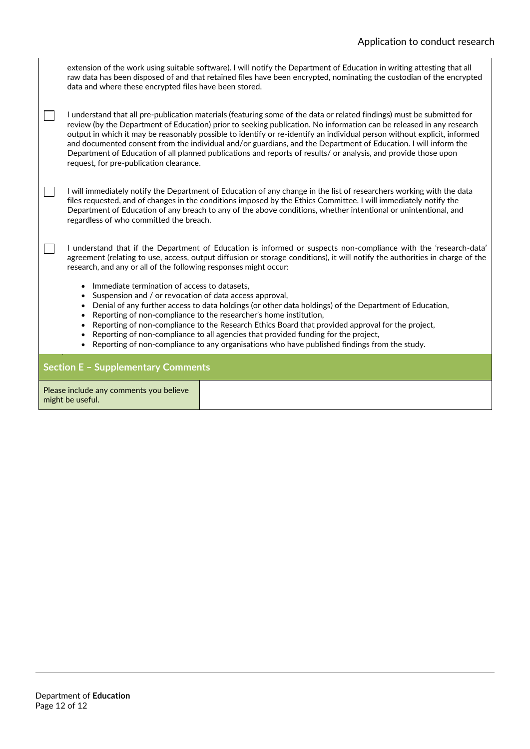extension of the work using suitable software). I will notify the Department of Education in writing attesting that all raw data has been disposed of and that retained files have been encrypted, nominating the custodian of the encrypted data and where these encrypted files have been stored.

☐ I understand that all pre-publication materials (featuring some of the data or related findings) must be submitted for review (by the Department of Education) prior to seeking publication. No information can be released in any research output in which it may be reasonably possible to identify or re-identify an individual person without explicit, informed and documented consent from the individual and/or guardians, and the Department of Education. I will inform the Department of Education of all planned publications and reports of results/ or analysis, and provide those upon request, for pre-publication clearance.

☐ I will immediately notify the Department of Education of any change in the list of researchers working with the data files requested, and of changes in the conditions imposed by the Ethics Committee. I will immediately notify the Department of Education of any breach to any of the above conditions, whether intentional or unintentional, and regardless of who committed the breach.

☐ I understand that if the Department of Education is informed or suspects non-compliance with the 'research-data' agreement (relating to use, access, output diffusion or storage conditions), it will notify the authorities in charge of the research, and any or all of the following responses might occur:

- Immediate termination of access to datasets,
- Suspension and / or revocation of data access approval,
- Denial of any further access to data holdings (or other data holdings) of the Department of Education,
- Reporting of non-compliance to the researcher's home institution,
- Reporting of non-compliance to the Research Ethics Board that provided approval for the project,
- Reporting of non-compliance to all agencies that provided funding for the project,
- Reporting of non-compliance to any organisations who have published findings from the study.

## Section E – Supplementary Comments

| | |
|---|---|
| Please include any comments you believe might be useful. | |